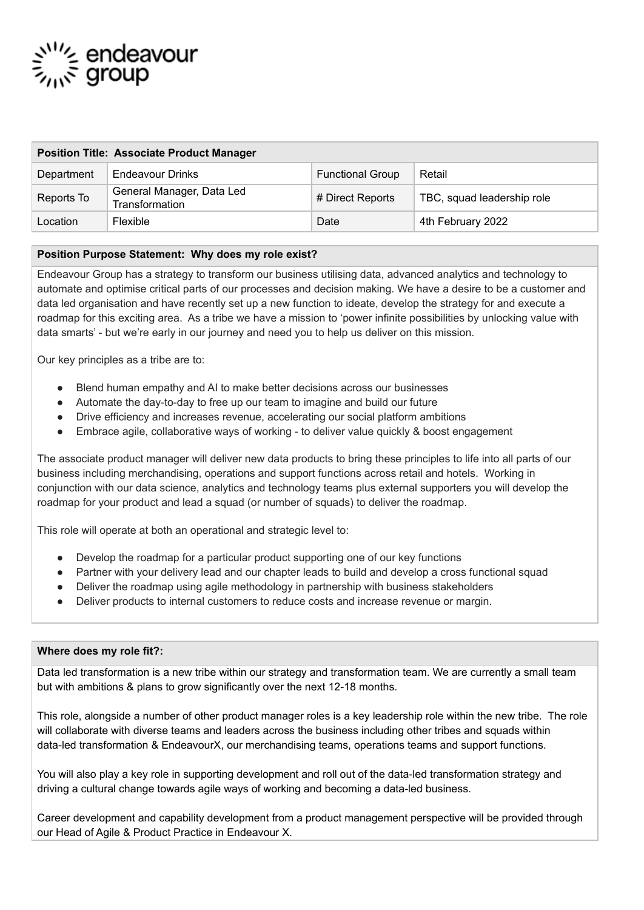endeavour group

| **Position Title: Associate Product Manager** | | | |
|---|---|---|---|
| Department | Endeavour Drinks | Functional Group | Retail |
| Reports To | General Manager, Data Led Transformation | # Direct Reports | TBC, squad leadership role |
| Location | Flexible | Date | 4th February 2022 |

**Position Purpose Statement: Why does my role exist?**

Endeavour Group has a strategy to transform our business utilising data, advanced analytics and technology to automate and optimise critical parts of our processes and decision making. We have a desire to be a customer and data led organisation and have recently set up a new function to ideate, develop the strategy for and execute a roadmap for this exciting area. As a tribe we have a mission to 'power infinite possibilities by unlocking value with data smarts' - but we're early in our journey and need you to help us deliver on this mission.

Our key principles as a tribe are to:

- Blend human empathy and AI to make better decisions across our businesses
- Automate the day-to-day to free up our team to imagine and build our future
- Drive efficiency and increases revenue, accelerating our social platform ambitions
- Embrace agile, collaborative ways of working - to deliver value quickly & boost engagement

The associate product manager will deliver new data products to bring these principles to life into all parts of our business including merchandising, operations and support functions across retail and hotels. Working in conjunction with our data science, analytics and technology teams plus external supporters you will develop the roadmap for your product and lead a squad (or number of squads) to deliver the roadmap.

This role will operate at both an operational and strategic level to:

- Develop the roadmap for a particular product supporting one of our key functions
- Partner with your delivery lead and our chapter leads to build and develop a cross functional squad
- Deliver the roadmap using agile methodology in partnership with business stakeholders
- Deliver products to internal customers to reduce costs and increase revenue or margin.

**Where does my role fit?:**

Data led transformation is a new tribe within our strategy and transformation team. We are currently a small team but with ambitions & plans to grow significantly over the next 12-18 months.

This role, alongside a number of other product manager roles is a key leadership role within the new tribe. The role will collaborate with diverse teams and leaders across the business including other tribes and squads within data-led transformation & EndeavourX, our merchandising teams, operations teams and support functions.

You will also play a key role in supporting development and roll out of the data-led transformation strategy and driving a cultural change towards agile ways of working and becoming a data-led business.

Career development and capability development from a product management perspective will be provided through our Head of Agile & Product Practice in Endeavour X.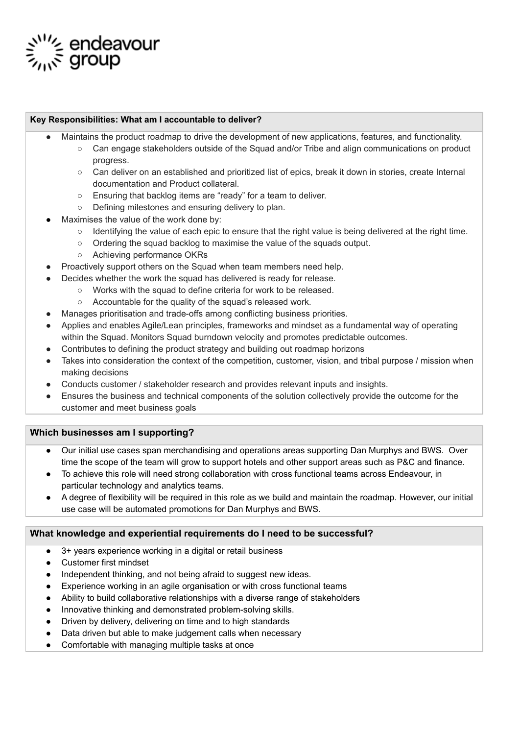## Key Responsibilities: What am I accountable to deliver?

- Maintains the product roadmap to drive the development of new applications, features, and functionality.
  - Can engage stakeholders outside of the Squad and/or Tribe and align communications on product progress.
  - Can deliver on an established and prioritized list of epics, break it down in stories, create Internal documentation and Product collateral.
  - Ensuring that backlog items are "ready" for a team to deliver.
  - Defining milestones and ensuring delivery to plan.
- Maximises the value of the work done by:
  - Identifying the value of each epic to ensure that the right value is being delivered at the right time.
  - Ordering the squad backlog to maximise the value of the squads output.
  - Achieving performance OKRs
- Proactively support others on the Squad when team members need help.
- Decides whether the work the squad has delivered is ready for release.
  - Works with the squad to define criteria for work to be released.
  - Accountable for the quality of the squad's released work.
- Manages prioritisation and trade-offs among conflicting business priorities.
- Applies and enables Agile/Lean principles, frameworks and mindset as a fundamental way of operating within the Squad. Monitors Squad burndown velocity and promotes predictable outcomes.
- Contributes to defining the product strategy and building out roadmap horizons
- Takes into consideration the context of the competition, customer, vision, and tribal purpose / mission when making decisions
- Conducts customer / stakeholder research and provides relevant inputs and insights.
- Ensures the business and technical components of the solution collectively provide the outcome for the customer and meet business goals

## Which businesses am I supporting?

- Our initial use cases span merchandising and operations areas supporting Dan Murphys and BWS. Over time the scope of the team will grow to support hotels and other support areas such as P&C and finance.
- To achieve this role will need strong collaboration with cross functional teams across Endeavour, in particular technology and analytics teams.
- A degree of flexibility will be required in this role as we build and maintain the roadmap. However, our initial use case will be automated promotions for Dan Murphys and BWS.

## What knowledge and experiential requirements do I need to be successful?

- 3+ years experience working in a digital or retail business
- Customer first mindset
- Independent thinking, and not being afraid to suggest new ideas.
- Experience working in an agile organisation or with cross functional teams
- Ability to build collaborative relationships with a diverse range of stakeholders
- Innovative thinking and demonstrated problem-solving skills.
- Driven by delivery, delivering on time and to high standards
- Data driven but able to make judgement calls when necessary
- Comfortable with managing multiple tasks at once